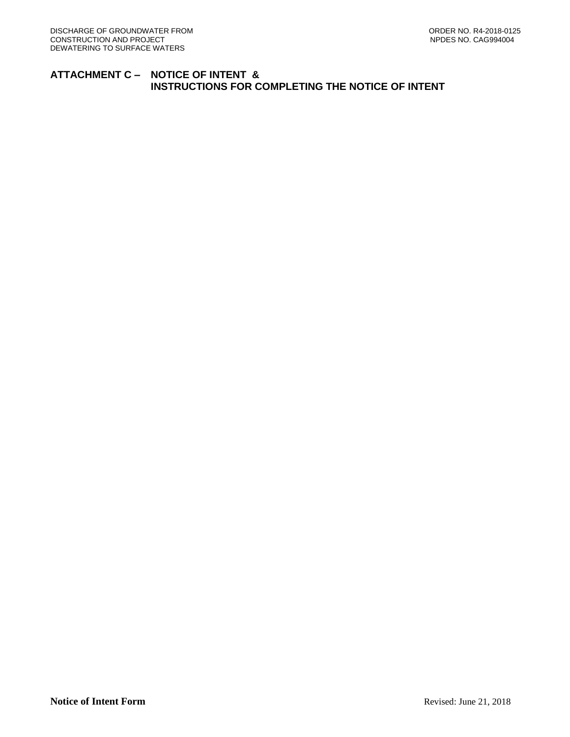# ATTACHMENT C – NOTICE OF INTENT & INSTRUCTIONS FOR COMPLETING THE NOTICE OF INTENT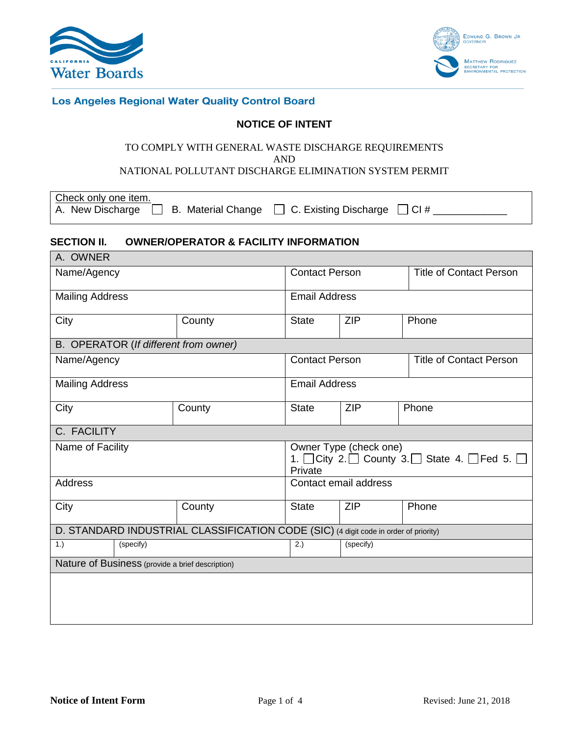**Los Angeles Regional Water Quality Control Board**

## NOTICE OF INTENT

TO COMPLY WITH GENERAL WASTE DISCHARGE REQUIREMENTS
AND
NATIONAL POLLUTANT DISCHARGE ELIMINATION SYSTEM PERMIT

Check only one item.
A. New Discharge ☐ B. Material Change ☐ C. Existing Discharge ☐ CI # ____________

### SECTION II. OWNER/OPERATOR & FACILITY INFORMATION

| A. OWNER | | | | |
|---|---|---|---|---|
| Name/Agency | | Contact Person | | Title of Contact Person |
| Mailing Address | | Email Address | | |
| City | County | State | ZIP | Phone |
| **B. OPERATOR** (*If different from owner*) | | | | |
| Name/Agency | | Contact Person | | Title of Contact Person |
| Mailing Address | | Email Address | | |
| City | County | State | ZIP | Phone |
| **C. FACILITY** | | | | |
| Name of Facility | | Owner Type (check one) 1. ☐City 2.☐ County 3.☐ State 4. ☐Fed 5. ☐ Private | | |
| Address | | Contact email address | | |
| City | County | State | ZIP | Phone |

| D. STANDARD INDUSTRIAL CLASSIFICATION CODE (SIC) (4 digit code in order of priority) | | | |
|---|---|---|---|
| 1.) | (specify) | 2.) | (specify) |
| Nature of Business (provide a brief description) | | | |
| | | | |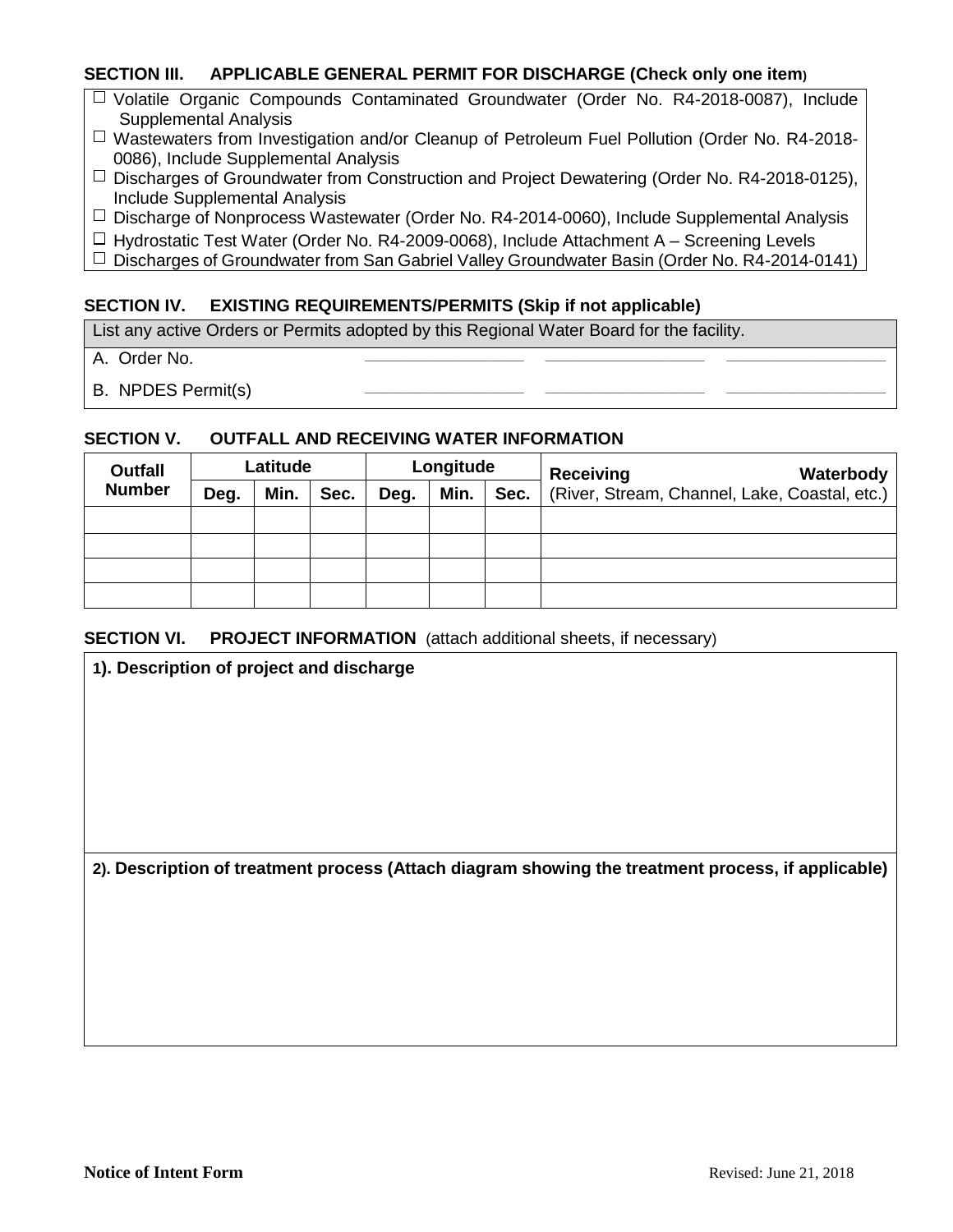## SECTION III. APPLICABLE GENERAL PERMIT FOR DISCHARGE (Check only one item)

- ☐ Volatile Organic Compounds Contaminated Groundwater (Order No. R4-2018-0087), Include Supplemental Analysis
- ☐ Wastewaters from Investigation and/or Cleanup of Petroleum Fuel Pollution (Order No. R4-2018-0086), Include Supplemental Analysis
- ☐ Discharges of Groundwater from Construction and Project Dewatering (Order No. R4-2018-0125), Include Supplemental Analysis
- ☐ Discharge of Nonprocess Wastewater (Order No. R4-2014-0060), Include Supplemental Analysis
- ☐ Hydrostatic Test Water (Order No. R4-2009-0068), Include Attachment A – Screening Levels
- ☐ Discharges of Groundwater from San Gabriel Valley Groundwater Basin (Order No. R4-2014-0141)

## SECTION IV. EXISTING REQUIREMENTS/PERMITS (Skip if not applicable)

List any active Orders or Permits adopted by this Regional Water Board for the facility.

A. Order No. \_\_\_\_\_\_\_\_\_\_\_\_\_\_ \_\_\_\_\_\_\_\_\_\_\_\_\_\_ \_\_\_\_\_\_\_\_\_\_\_\_\_\_

B. NPDES Permit(s) \_\_\_\_\_\_\_\_\_\_\_\_\_\_ \_\_\_\_\_\_\_\_\_\_\_\_\_\_ \_\_\_\_\_\_\_\_\_\_\_\_\_\_

## SECTION V. OUTFALL AND RECEIVING WATER INFORMATION

| Outfall Number | Latitude | | | Longitude | | | Receiving Waterbody (River, Stream, Channel, Lake, Coastal, etc.) |
|---|---|---|---|---|---|---|---|
| | Deg. | Min. | Sec. | Deg. | Min. | Sec. | |
| | | | | | | | |
| | | | | | | | |
| | | | | | | | |
| | | | | | | | |

## SECTION VI. PROJECT INFORMATION (attach additional sheets, if necessary)

**1). Description of project and discharge**

**2). Description of treatment process (Attach diagram showing the treatment process, if applicable)**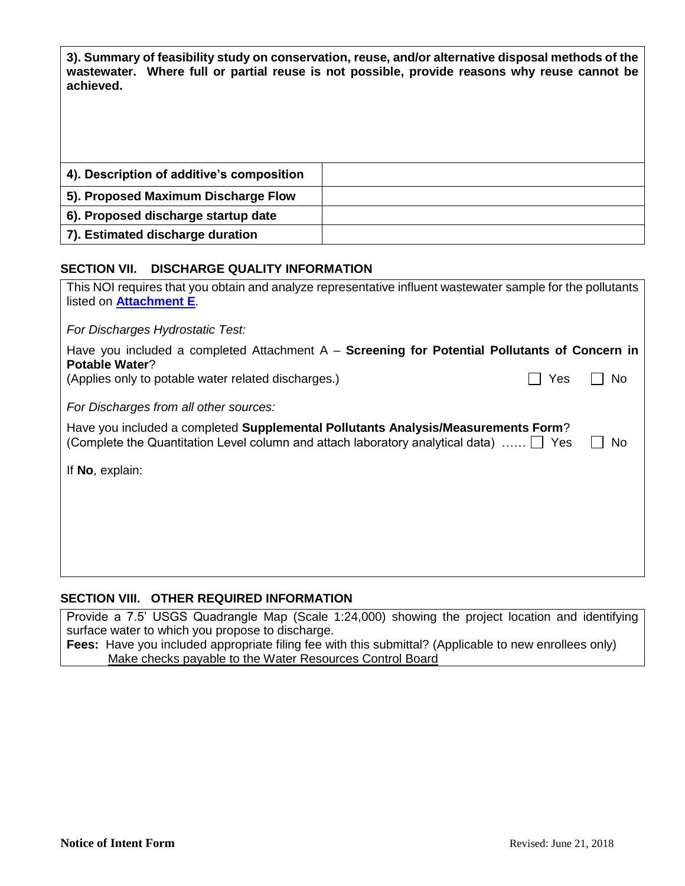| **3). Summary of feasibility study on conservation, reuse, and/or alternative disposal methods of the wastewater. Where full or partial reuse is not possible, provide reasons why reuse cannot be achieved.** | |
|---|---|
| | |
| **4). Description of additive's composition** | |
| **5). Proposed Maximum Discharge Flow** | |
| **6). Proposed discharge startup date** | |
| **7). Estimated discharge duration** | |

## SECTION VII. DISCHARGE QUALITY INFORMATION

This NOI requires that you obtain and analyze representative influent wastewater sample for the pollutants listed on **Attachment E**.

*For Discharges Hydrostatic Test:*

Have you included a completed Attachment A – **Screening for Potential Pollutants of Concern in Potable Water**?
(Applies only to potable water related discharges.) ☐ Yes ☐ No

*For Discharges from all other sources:*

Have you included a completed **Supplemental Pollutants Analysis/Measurements Form**?
(Complete the Quantitation Level column and attach laboratory analytical data) …… ☐ Yes ☐ No

If **No**, explain:

## SECTION VIII. OTHER REQUIRED INFORMATION

Provide a 7.5' USGS Quadrangle Map (Scale 1:24,000) showing the project location and identifying surface water to which you propose to discharge.

**Fees:** Have you included appropriate filing fee with this submittal? (Applicable to new enrollees only)
Make checks payable to the Water Resources Control Board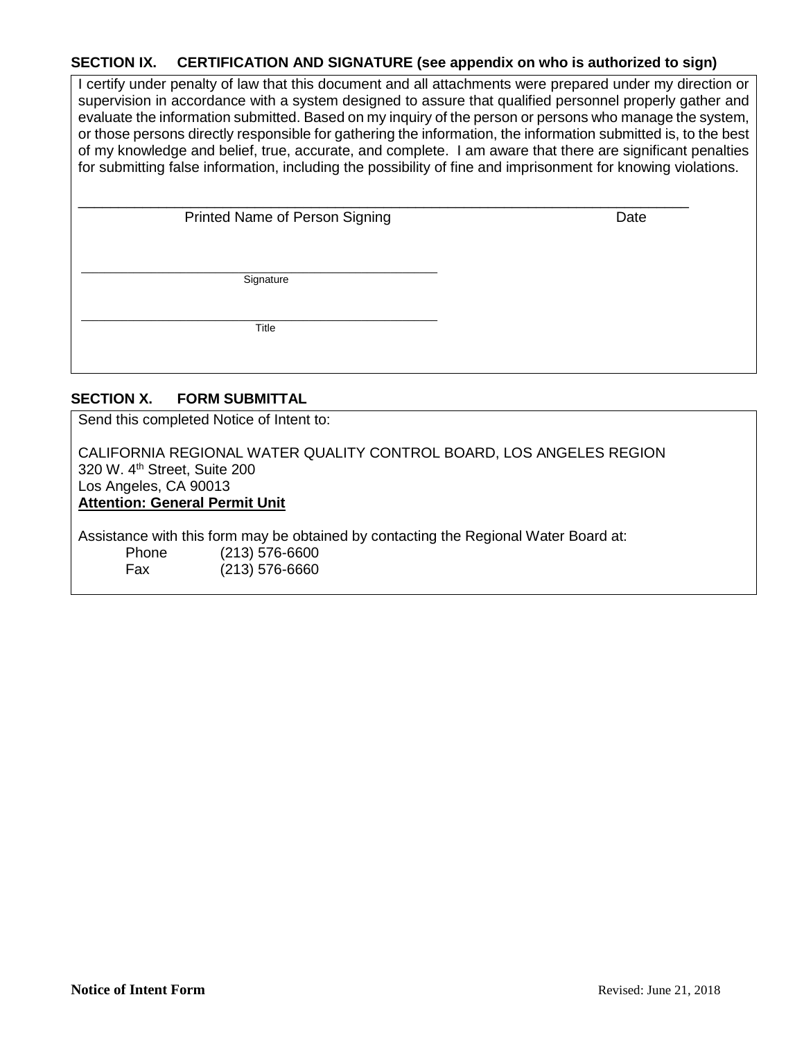### SECTION IX. CERTIFICATION AND SIGNATURE (see appendix on who is authorized to sign)

I certify under penalty of law that this document and all attachments were prepared under my direction or supervision in accordance with a system designed to assure that qualified personnel properly gather and evaluate the information submitted. Based on my inquiry of the person or persons who manage the system, or those persons directly responsible for gathering the information, the information submitted is, to the best of my knowledge and belief, true, accurate, and complete. I am aware that there are significant penalties for submitting false information, including the possibility of fine and imprisonment for knowing violations.

\_\_\_\_\_\_\_\_\_\_\_\_\_\_\_\_\_\_\_\_\_\_\_\_\_\_\_\_\_\_\_\_\_\_\_\_\_\_\_\_\_\_\_\_\_\_\_\_\_\_\_\_\_\_\_\_\_\_\_\_\_\_\_\_\_\_\_\_
Printed Name of Person Signing Date

\_\_\_\_\_\_\_\_\_\_\_\_\_\_\_\_\_\_\_\_\_\_\_\_\_\_\_\_\_\_\_\_\_\_\_\_\_\_\_\_
Signature

\_\_\_\_\_\_\_\_\_\_\_\_\_\_\_\_\_\_\_\_\_\_\_\_\_\_\_\_\_\_\_\_\_\_\_\_\_\_\_\_
Title

### SECTION X. FORM SUBMITTAL

Send this completed Notice of Intent to:

CALIFORNIA REGIONAL WATER QUALITY CONTROL BOARD, LOS ANGELES REGION
320 W. 4th Street, Suite 200
Los Angeles, CA 90013
**Attention: General Permit Unit**

Assistance with this form may be obtained by contacting the Regional Water Board at:

Phone (213) 576-6600
Fax (213) 576-6660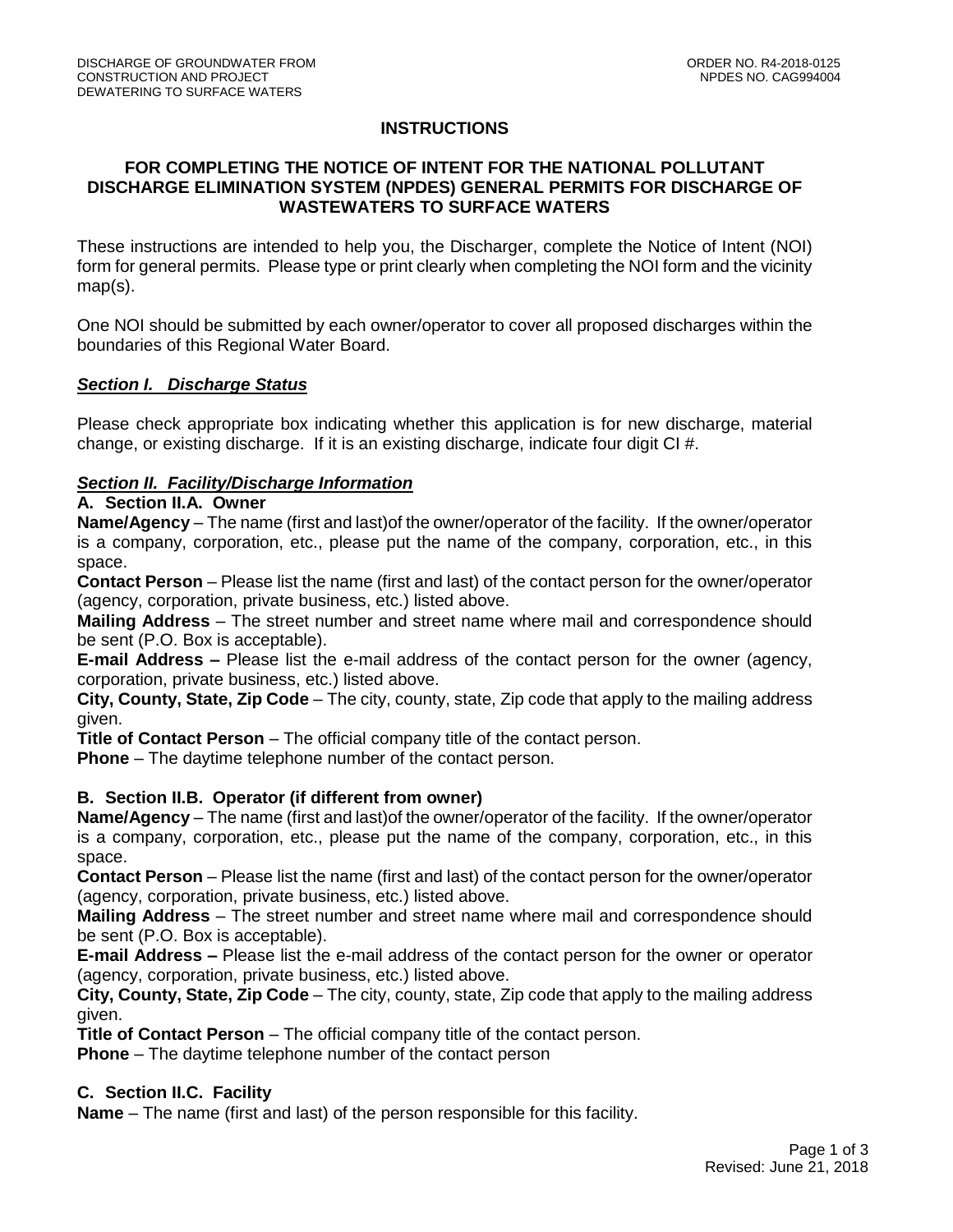# INSTRUCTIONS

## FOR COMPLETING THE NOTICE OF INTENT FOR THE NATIONAL POLLUTANT DISCHARGE ELIMINATION SYSTEM (NPDES) GENERAL PERMITS FOR DISCHARGE OF WASTEWATERS TO SURFACE WATERS

These instructions are intended to help you, the Discharger, complete the Notice of Intent (NOI) form for general permits. Please type or print clearly when completing the NOI form and the vicinity map(s).

One NOI should be submitted by each owner/operator to cover all proposed discharges within the boundaries of this Regional Water Board.

### ***Section I. Discharge Status***

Please check appropriate box indicating whether this application is for new discharge, material change, or existing discharge. If it is an existing discharge, indicate four digit CI #.

### ***Section II. Facility/Discharge Information***

**A. Section II.A. Owner**

**Name/Agency** – The name (first and last)of the owner/operator of the facility. If the owner/operator is a company, corporation, etc., please put the name of the company, corporation, etc., in this space.

**Contact Person** – Please list the name (first and last) of the contact person for the owner/operator (agency, corporation, private business, etc.) listed above.

**Mailing Address** – The street number and street name where mail and correspondence should be sent (P.O. Box is acceptable).

**E-mail Address –** Please list the e-mail address of the contact person for the owner (agency, corporation, private business, etc.) listed above.

**City, County, State, Zip Code** – The city, county, state, Zip code that apply to the mailing address given.

**Title of Contact Person** – The official company title of the contact person.

**Phone** – The daytime telephone number of the contact person.

**B. Section II.B. Operator (if different from owner)**

**Name/Agency** – The name (first and last)of the owner/operator of the facility. If the owner/operator is a company, corporation, etc., please put the name of the company, corporation, etc., in this space.

**Contact Person** – Please list the name (first and last) of the contact person for the owner/operator (agency, corporation, private business, etc.) listed above.

**Mailing Address** – The street number and street name where mail and correspondence should be sent (P.O. Box is acceptable).

**E-mail Address –** Please list the e-mail address of the contact person for the owner or operator (agency, corporation, private business, etc.) listed above.

**City, County, State, Zip Code** – The city, county, state, Zip code that apply to the mailing address given.

**Title of Contact Person** – The official company title of the contact person.

**Phone** – The daytime telephone number of the contact person

**C. Section II.C. Facility**

**Name** – The name (first and last) of the person responsible for this facility.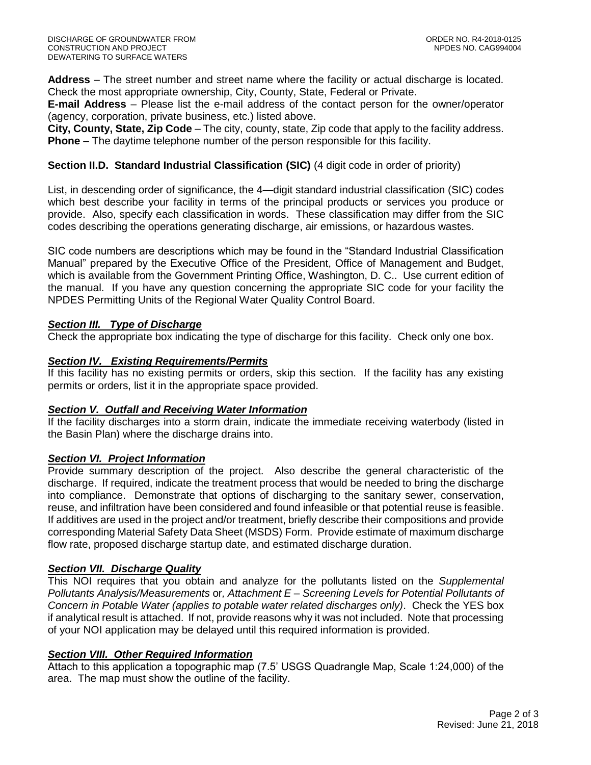**Address** – The street number and street name where the facility or actual discharge is located. Check the most appropriate ownership, City, County, State, Federal or Private.

**E-mail Address** – Please list the e-mail address of the contact person for the owner/operator (agency, corporation, private business, etc.) listed above.

**City, County, State, Zip Code** – The city, county, state, Zip code that apply to the facility address.

**Phone** – The daytime telephone number of the person responsible for this facility.

**Section II.D. Standard Industrial Classification (SIC)** (4 digit code in order of priority)

List, in descending order of significance, the 4—digit standard industrial classification (SIC) codes which best describe your facility in terms of the principal products or services you produce or provide. Also, specify each classification in words. These classification may differ from the SIC codes describing the operations generating discharge, air emissions, or hazardous wastes.

SIC code numbers are descriptions which may be found in the "Standard Industrial Classification Manual" prepared by the Executive Office of the President, Office of Management and Budget, which is available from the Government Printing Office, Washington, D. C.. Use current edition of the manual. If you have any question concerning the appropriate SIC code for your facility the NPDES Permitting Units of the Regional Water Quality Control Board.

***Section III. Type of Discharge***

Check the appropriate box indicating the type of discharge for this facility. Check only one box.

***Section IV. Existing Requirements/Permits***

If this facility has no existing permits or orders, skip this section. If the facility has any existing permits or orders, list it in the appropriate space provided.

***Section V. Outfall and Receiving Water Information***

If the facility discharges into a storm drain, indicate the immediate receiving waterbody (listed in the Basin Plan) where the discharge drains into.

***Section VI. Project Information***

Provide summary description of the project. Also describe the general characteristic of the discharge. If required, indicate the treatment process that would be needed to bring the discharge into compliance. Demonstrate that options of discharging to the sanitary sewer, conservation, reuse, and infiltration have been considered and found infeasible or that potential reuse is feasible. If additives are used in the project and/or treatment, briefly describe their compositions and provide corresponding Material Safety Data Sheet (MSDS) Form. Provide estimate of maximum discharge flow rate, proposed discharge startup date, and estimated discharge duration.

***Section VII. Discharge Quality***

This NOI requires that you obtain and analyze for the pollutants listed on the *Supplemental Pollutants Analysis/Measurements* or*, Attachment E – Screening Levels for Potential Pollutants of Concern in Potable Water (applies to potable water related discharges only)*. Check the YES box if analytical result is attached. If not, provide reasons why it was not included. Note that processing of your NOI application may be delayed until this required information is provided.

***Section VIII. Other Required Information***

Attach to this application a topographic map (7.5' USGS Quadrangle Map, Scale 1:24,000) of the area. The map must show the outline of the facility.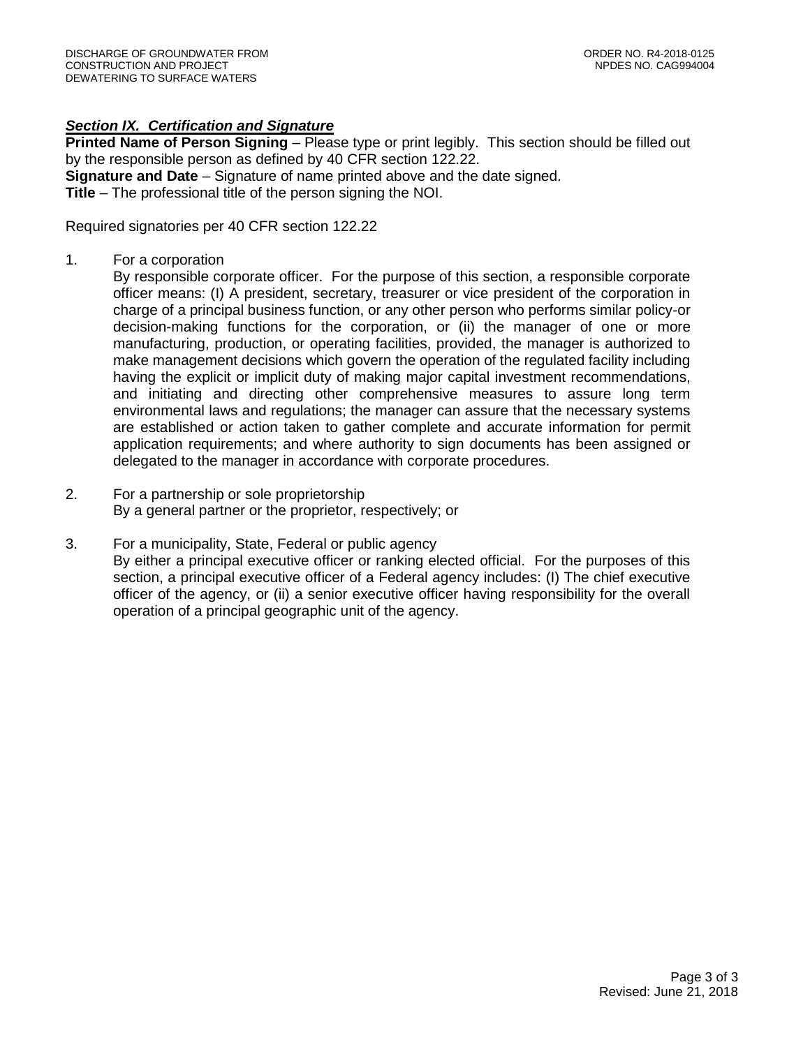***Section IX. Certification and Signature***

**Printed Name of Person Signing** – Please type or print legibly. This section should be filled out by the responsible person as defined by 40 CFR section 122.22.

**Signature and Date** – Signature of name printed above and the date signed.

**Title** – The professional title of the person signing the NOI.

Required signatories per 40 CFR section 122.22

1. For a corporation

   By responsible corporate officer. For the purpose of this section, a responsible corporate officer means: (I) A president, secretary, treasurer or vice president of the corporation in charge of a principal business function, or any other person who performs similar policy-or decision-making functions for the corporation, or (ii) the manager of one or more manufacturing, production, or operating facilities, provided, the manager is authorized to make management decisions which govern the operation of the regulated facility including having the explicit or implicit duty of making major capital investment recommendations, and initiating and directing other comprehensive measures to assure long term environmental laws and regulations; the manager can assure that the necessary systems are established or action taken to gather complete and accurate information for permit application requirements; and where authority to sign documents has been assigned or delegated to the manager in accordance with corporate procedures.

2. For a partnership or sole proprietorship

   By a general partner or the proprietor, respectively; or

3. For a municipality, State, Federal or public agency

   By either a principal executive officer or ranking elected official. For the purposes of this section, a principal executive officer of a Federal agency includes: (I) The chief executive officer of the agency, or (ii) a senior executive officer having responsibility for the overall operation of a principal geographic unit of the agency.